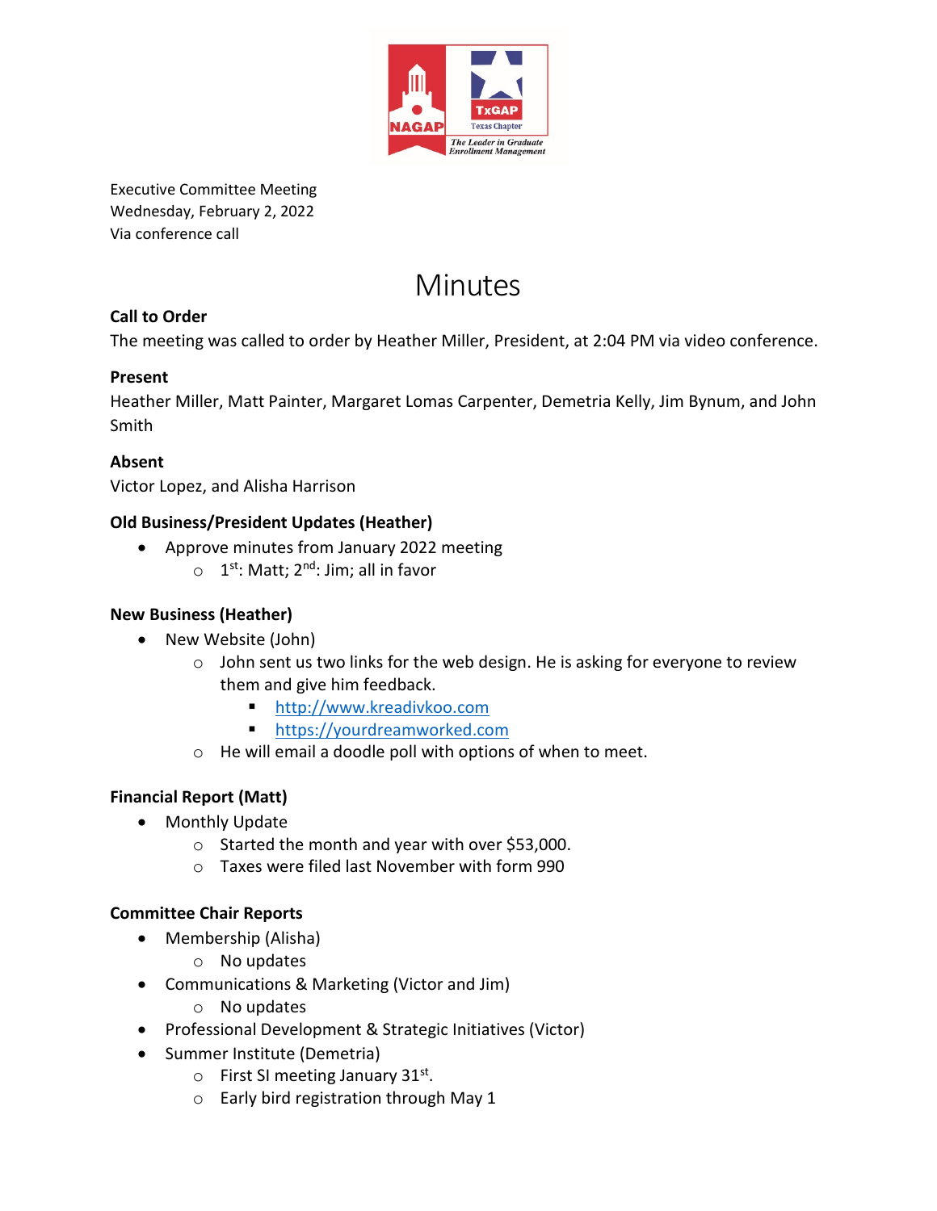Executive Committee Meeting
Wednesday, February 2, 2022
Via conference call

# Minutes

**Call to Order**
The meeting was called to order by Heather Miller, President, at 2:04 PM via video conference.

**Present**
Heather Miller, Matt Painter, Margaret Lomas Carpenter, Demetria Kelly, Jim Bynum, and John Smith

**Absent**
Victor Lopez, and Alisha Harrison

**Old Business/President Updates (Heather)**

- Approve minutes from January 2022 meeting
  - 1st: Matt; 2nd: Jim; all in favor

**New Business (Heather)**

- New Website (John)
  - John sent us two links for the web design. He is asking for everyone to review them and give him feedback.
    - http://www.kreadivkoo.com
    - https://yourdreamworked.com
  - He will email a doodle poll with options of when to meet.

**Financial Report (Matt)**

- Monthly Update
  - Started the month and year with over $53,000.
  - Taxes were filed last November with form 990

**Committee Chair Reports**

- Membership (Alisha)
  - No updates
- Communications & Marketing (Victor and Jim)
  - No updates
- Professional Development & Strategic Initiatives (Victor)
- Summer Institute (Demetria)
  - First SI meeting January 31st.
  - Early bird registration through May 1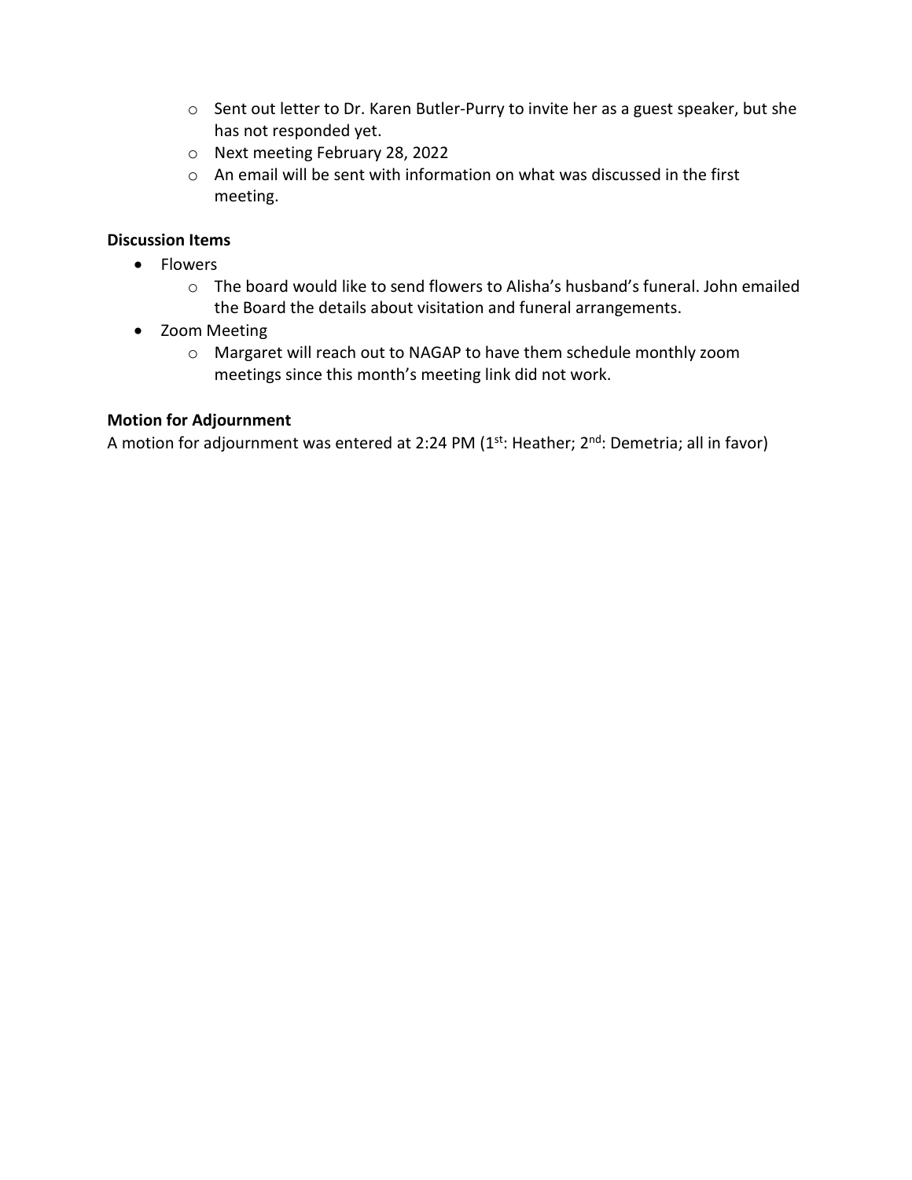- Sent out letter to Dr. Karen Butler-Purry to invite her as a guest speaker, but she has not responded yet.
  - Next meeting February 28, 2022
  - An email will be sent with information on what was discussed in the first meeting.

**Discussion Items**

- Flowers
  - The board would like to send flowers to Alisha's husband's funeral. John emailed the Board the details about visitation and funeral arrangements.
- Zoom Meeting
  - Margaret will reach out to NAGAP to have them schedule monthly zoom meetings since this month's meeting link did not work.

**Motion for Adjournment**

A motion for adjournment was entered at 2:24 PM (1st: Heather; 2nd: Demetria; all in favor)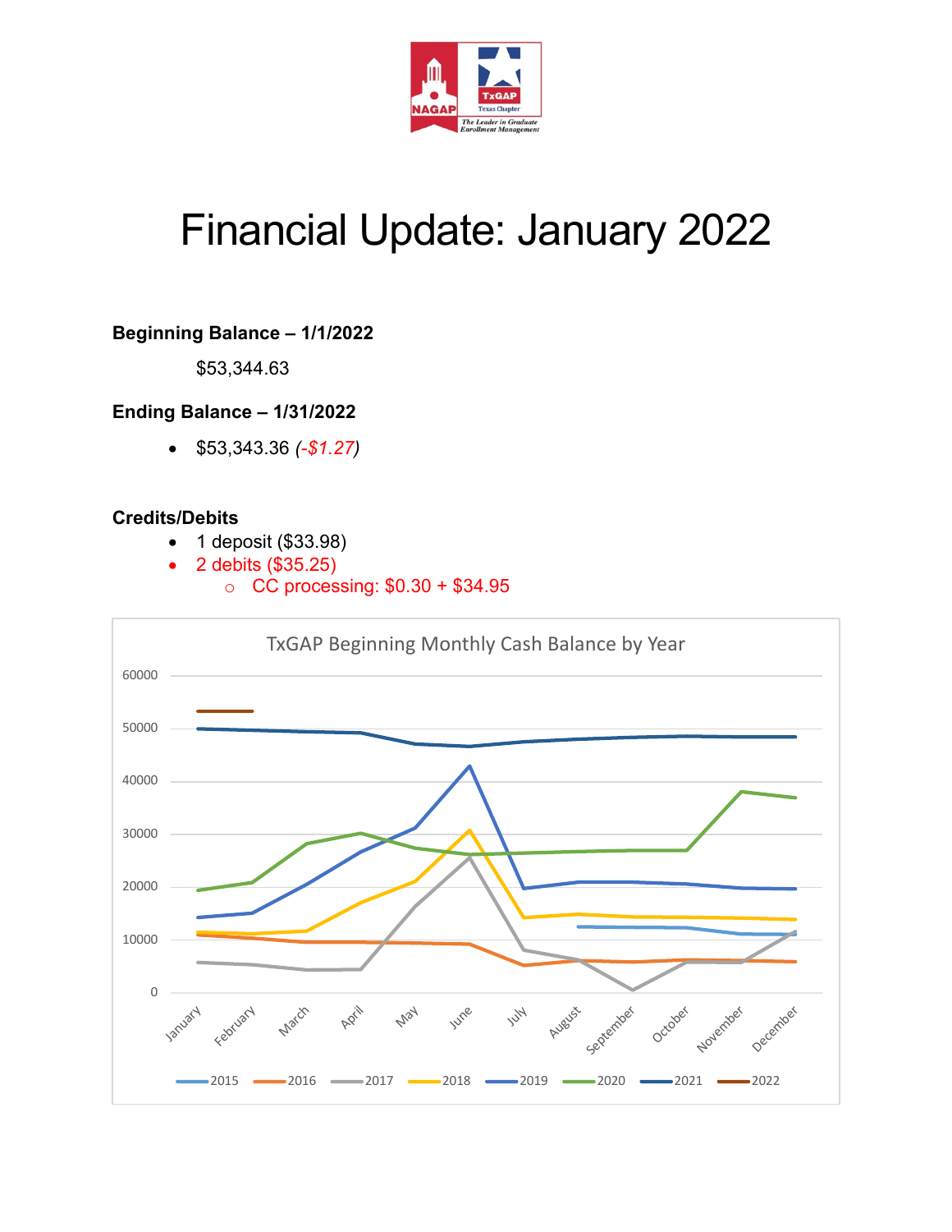# Financial Update: January 2022

**Beginning Balance – 1/1/2022**

$53,344.63

**Ending Balance – 1/31/2022**

- $53,343.36 *(-$1.27)*

**Credits/Debits**

- 1 deposit ($33.98)
- 2 debits ($35.25)
  - CC processing: $0.30 + $34.95

TxGAP Beginning Monthly Cash Balance by Year

60000
50000
40000
30000
20000
10000
0

January
February
March
April
May
June
July
August
September
October
November
December

2015
2016
2017
2018
2019
2020
2021
2022